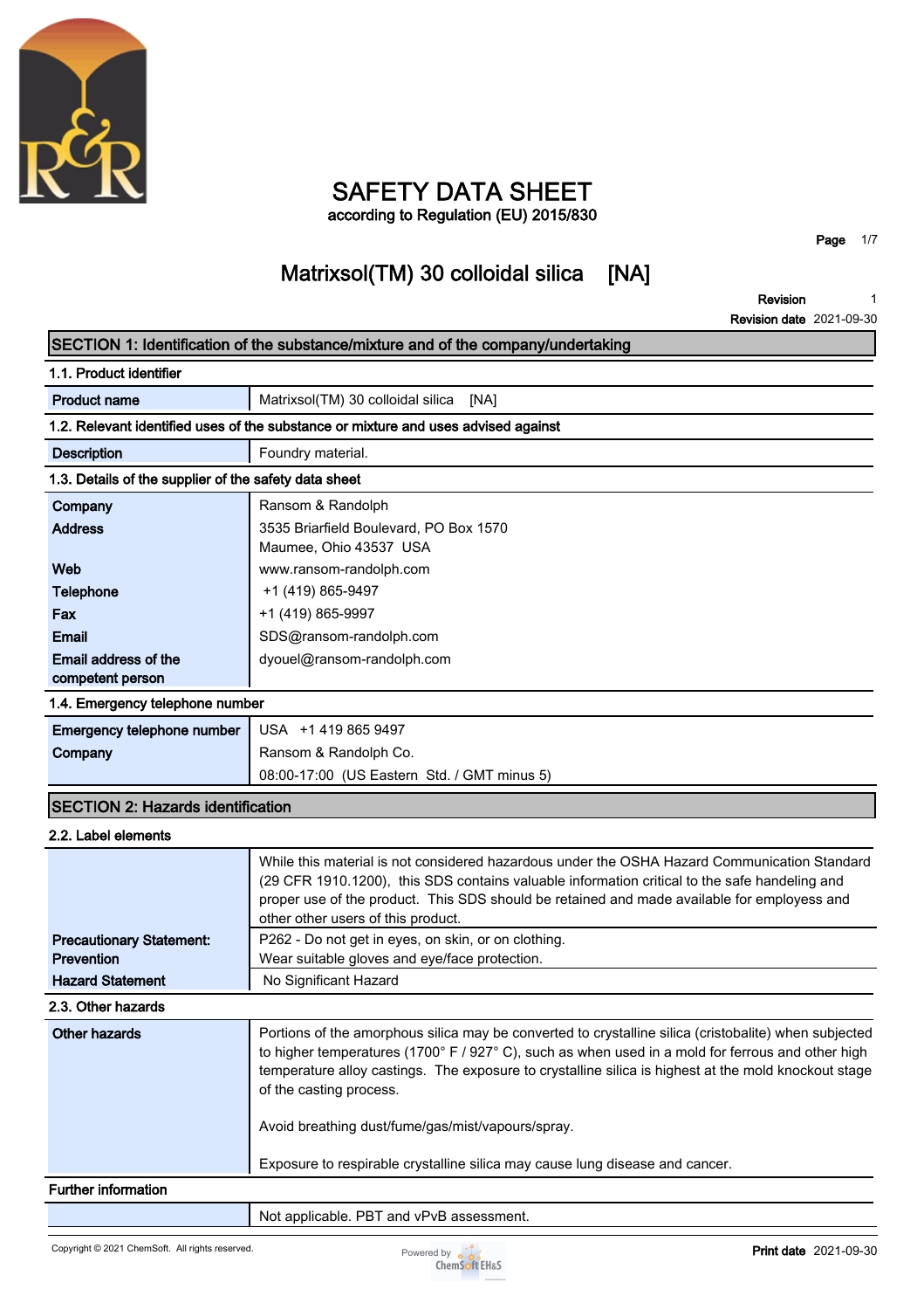# SAFETY DATA SHEET

according to Regulation (EU) 2015/830

## Matrixsol(TM) 30 colloidal silica [NA]

**Revision** 1
**Revision date** 2021-09-30

### SECTION 1: Identification of the substance/mixture and of the company/undertaking

#### 1.1. Product identifier

| | |
|---|---|
| **Product name** | Matrixsol(TM) 30 colloidal silica [NA] |

#### 1.2. Relevant identified uses of the substance or mixture and uses advised against

| | |
|---|---|
| **Description** | Foundry material. |

#### 1.3. Details of the supplier of the safety data sheet

| | |
|---|---|
| **Company** | Ransom & Randolph |
| **Address** | 3535 Briarfield Boulevard, PO Box 1570<br>Maumee, Ohio 43537 USA |
| **Web** | www.ransom-randolph.com |
| **Telephone** | +1 (419) 865-9497 |
| **Fax** | +1 (419) 865-9997 |
| **Email** | SDS@ransom-randolph.com |
| **Email address of the competent person** | dyouel@ransom-randolph.com |

#### 1.4. Emergency telephone number

| | |
|---|---|
| **Emergency telephone number** | USA +1 419 865 9497 |
| **Company** | Ransom & Randolph Co.<br>08:00-17:00 (US Eastern Std. / GMT minus 5) |

### SECTION 2: Hazards identification

#### 2.2. Label elements

| | |
|---|---|
| | While this material is not considered hazardous under the OSHA Hazard Communication Standard (29 CFR 1910.1200), this SDS contains valuable information critical to the safe handeling and proper use of the product. This SDS should be retained and made available for employess and other other users of this product. |
| **Precautionary Statement: Prevention** | P262 - Do not get in eyes, on skin, or on clothing.<br>Wear suitable gloves and eye/face protection. |
| **Hazard Statement** | No Significant Hazard |

#### 2.3. Other hazards

| | |
|---|---|
| **Other hazards** | Portions of the amorphous silica may be converted to crystalline silica (cristobalite) when subjected to higher temperatures (1700° F / 927° C), such as when used in a mold for ferrous and other high temperature alloy castings. The exposure to crystalline silica is highest at the mold knockout stage of the casting process.<br><br>Avoid breathing dust/fume/gas/mist/vapours/spray.<br><br>Exposure to respirable crystalline silica may cause lung disease and cancer. |

#### Further information

| | |
|---|---|
| | Not applicable. PBT and vPvB assessment. |

Copyright © 2021 ChemSoft. All rights reserved.

**Print date** 2021-09-30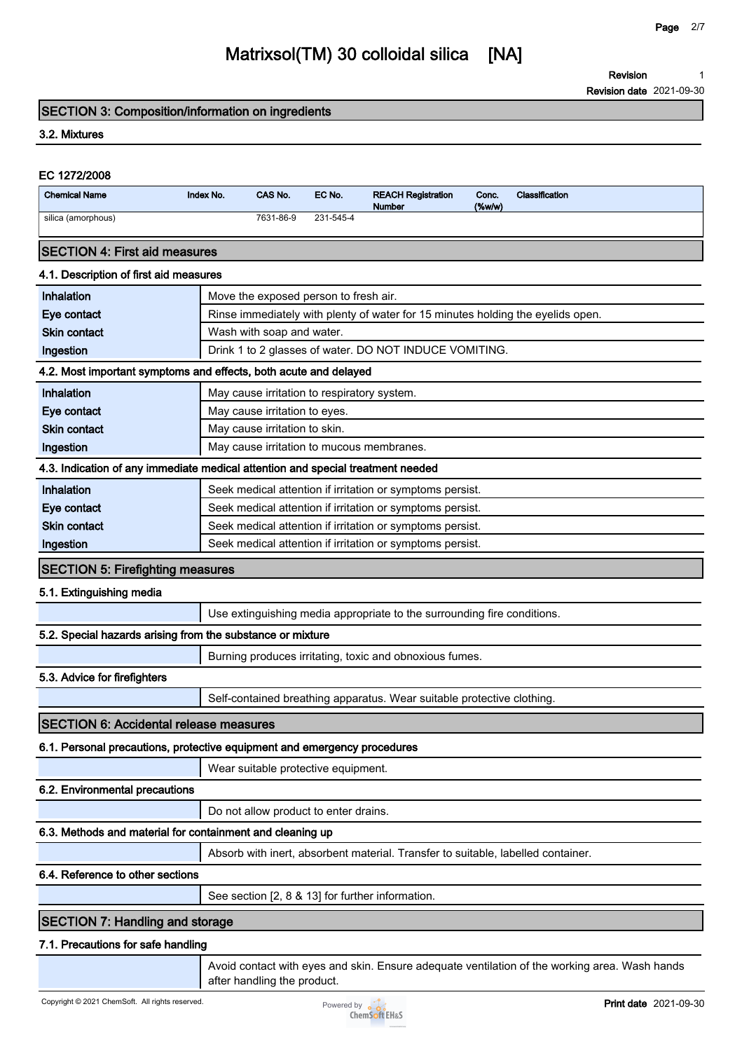## SECTION 3: Composition/information on ingredients

### 3.2. Mixtures

#### EC 1272/2008

| Chemical Name | Index No. | CAS No. | EC No. | REACH Registration Number | Conc. (%w/w) | Classification |
|---|---|---|---|---|---|---|
| silica (amorphous) | | 7631-86-9 | 231-545-4 | | | |

## SECTION 4: First aid measures

### 4.1. Description of first aid measures

| | |
|---|---|
| **Inhalation** | Move the exposed person to fresh air. |
| **Eye contact** | Rinse immediately with plenty of water for 15 minutes holding the eyelids open. |
| **Skin contact** | Wash with soap and water. |
| **Ingestion** | Drink 1 to 2 glasses of water. DO NOT INDUCE VOMITING. |

### 4.2. Most important symptoms and effects, both acute and delayed

| | |
|---|---|
| **Inhalation** | May cause irritation to respiratory system. |
| **Eye contact** | May cause irritation to eyes. |
| **Skin contact** | May cause irritation to skin. |
| **Ingestion** | May cause irritation to mucous membranes. |

### 4.3. Indication of any immediate medical attention and special treatment needed

| | |
|---|---|
| **Inhalation** | Seek medical attention if irritation or symptoms persist. |
| **Eye contact** | Seek medical attention if irritation or symptoms persist. |
| **Skin contact** | Seek medical attention if irritation or symptoms persist. |
| **Ingestion** | Seek medical attention if irritation or symptoms persist. |

## SECTION 5: Firefighting measures

### 5.1. Extinguishing media

Use extinguishing media appropriate to the surrounding fire conditions.

### 5.2. Special hazards arising from the substance or mixture

Burning produces irritating, toxic and obnoxious fumes.

### 5.3. Advice for firefighters

Self-contained breathing apparatus. Wear suitable protective clothing.

## SECTION 6: Accidental release measures

### 6.1. Personal precautions, protective equipment and emergency procedures

Wear suitable protective equipment.

### 6.2. Environmental precautions

Do not allow product to enter drains.

### 6.3. Methods and material for containment and cleaning up

Absorb with inert, absorbent material. Transfer to suitable, labelled container.

### 6.4. Reference to other sections

See section [2, 8 & 13] for further information.

## SECTION 7: Handling and storage

### 7.1. Precautions for safe handling

Avoid contact with eyes and skin. Ensure adequate ventilation of the working area. Wash hands after handling the product.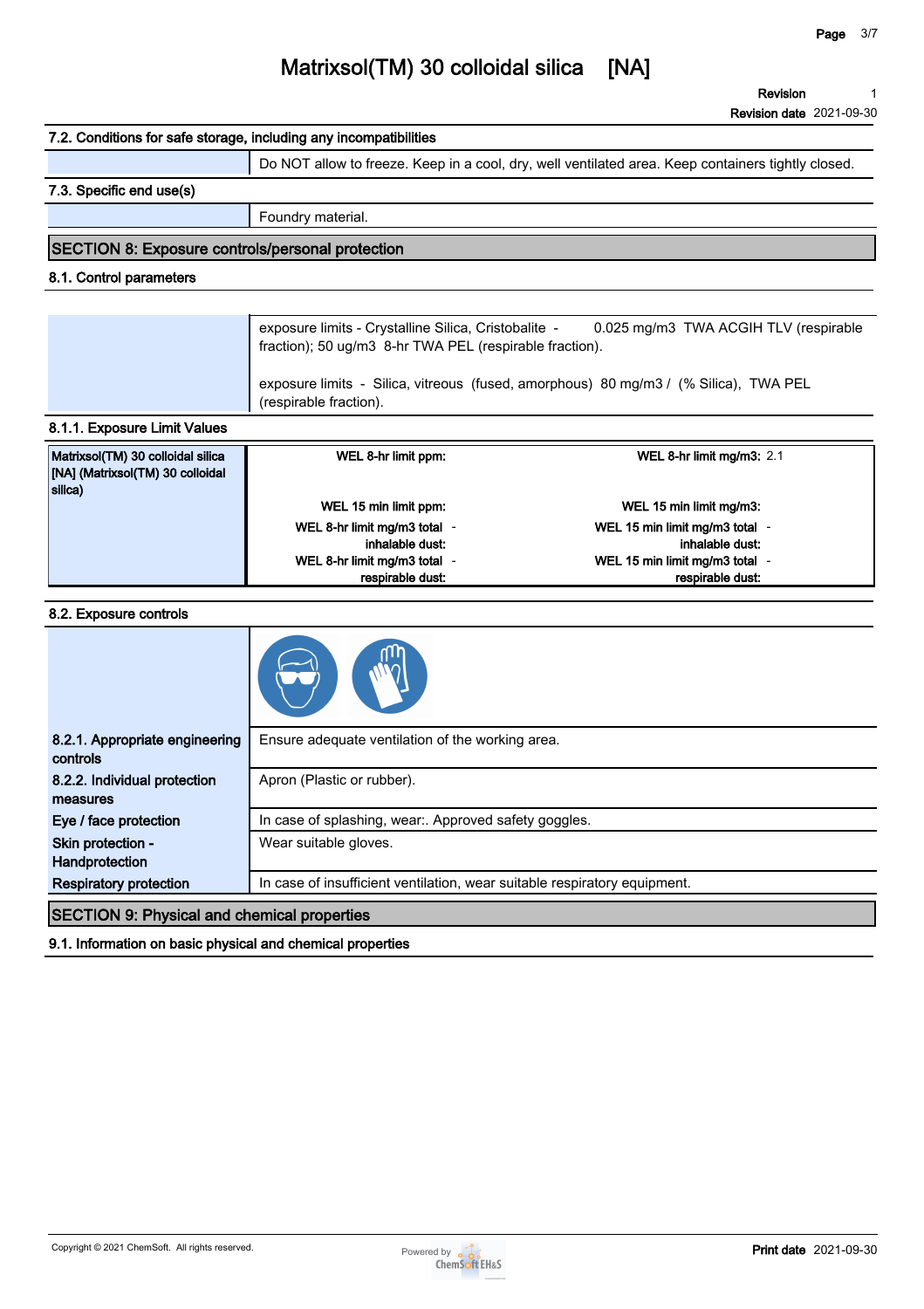# Matrixsol(TM) 30 colloidal silica [NA]

**Revision** 1
**Revision date** 2021-09-30

### 7.2. Conditions for safe storage, including any incompatibilities

| | |
|---|---|
| | Do NOT allow to freeze. Keep in a cool, dry, well ventilated area. Keep containers tightly closed. |

### 7.3. Specific end use(s)

| | |
|---|---|
| | Foundry material. |

## SECTION 8: Exposure controls/personal protection

### 8.1. Control parameters

| | |
|---|---|
| | exposure limits - Crystalline Silica, Cristobalite - 0.025 mg/m3 TWA ACGIH TLV (respirable fraction); 50 ug/m3 8-hr TWA PEL (respirable fraction).<br><br>exposure limits - Silica, vitreous (fused, amorphous) 80 mg/m3 / (% Silica), TWA PEL (respirable fraction). |

### 8.1.1. Exposure Limit Values

| Matrixsol(TM) 30 colloidal silica [NA] (Matrixsol(TM) 30 colloidal silica) | | |
|---|---|---|
| | **WEL 8-hr limit ppm:** | **WEL 8-hr limit mg/m3:** 2.1 |
| | **WEL 15 min limit ppm:** | **WEL 15 min limit mg/m3:** |
| | **WEL 8-hr limit mg/m3 total inhalable dust:** - | **WEL 15 min limit mg/m3 total inhalable dust:** - |
| | **WEL 8-hr limit mg/m3 total respirable dust:** - | **WEL 15 min limit mg/m3 total respirable dust:** - |

### 8.2. Exposure controls

| | |
|---|---|
| **8.2.1. Appropriate engineering controls** | Ensure adequate ventilation of the working area. |
| **8.2.2. Individual protection measures** | Apron (Plastic or rubber). |
| **Eye / face protection** | In case of splashing, wear:. Approved safety goggles. |
| **Skin protection - Handprotection** | Wear suitable gloves. |
| **Respiratory protection** | In case of insufficient ventilation, wear suitable respiratory equipment. |

## SECTION 9: Physical and chemical properties

### 9.1. Information on basic physical and chemical properties

Copyright © 2021 ChemSoft. All rights reserved.

**Print date** 2021-09-30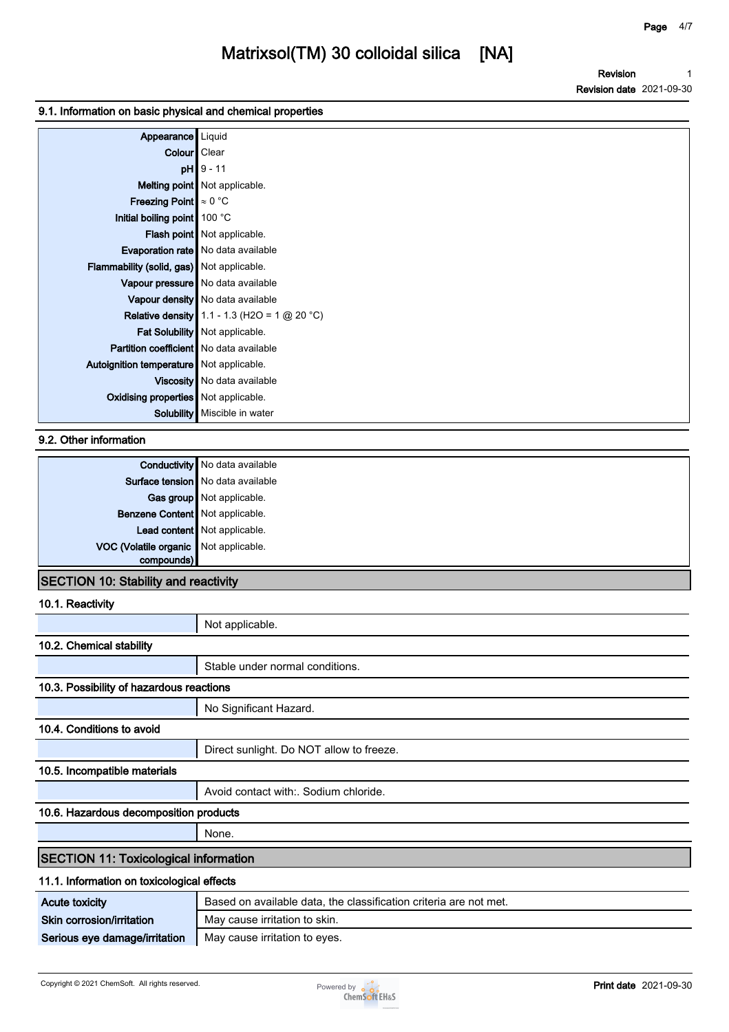### 9.1. Information on basic physical and chemical properties

| | |
|---|---|
| Appearance | Liquid |
| Colour | Clear |
| pH | 9 - 11 |
| Melting point | Not applicable. |
| Freezing Point | ≈ 0 °C |
| Initial boiling point | 100 °C |
| Flash point | Not applicable. |
| Evaporation rate | No data available |
| Flammability (solid, gas) | Not applicable. |
| Vapour pressure | No data available |
| Vapour density | No data available |
| Relative density | 1.1 - 1.3 ($H_2O$ = 1 @ 20 °C) |
| Fat Solubility | Not applicable. |
| Partition coefficient | No data available |
| Autoignition temperature | Not applicable. |
| Viscosity | No data available |
| Oxidising properties | Not applicable. |
| Solubility | Miscible in water |

### 9.2. Other information

| | |
|---|---|
| Conductivity | No data available |
| Surface tension | No data available |
| Gas group | Not applicable. |
| Benzene Content | Not applicable. |
| Lead content | Not applicable. |
| VOC (Volatile organic compounds) | Not applicable. |

## SECTION 10: Stability and reactivity

### 10.1. Reactivity

Not applicable.

### 10.2. Chemical stability

Stable under normal conditions.

### 10.3. Possibility of hazardous reactions

No Significant Hazard.

### 10.4. Conditions to avoid

Direct sunlight. Do NOT allow to freeze.

### 10.5. Incompatible materials

Avoid contact with:. Sodium chloride.

### 10.6. Hazardous decomposition products

None.

## SECTION 11: Toxicological information

### 11.1. Information on toxicological effects

| | |
|---|---|
| **Acute toxicity** | Based on available data, the classification criteria are not met. |
| **Skin corrosion/irritation** | May cause irritation to skin. |
| **Serious eye damage/irritation** | May cause irritation to eyes. |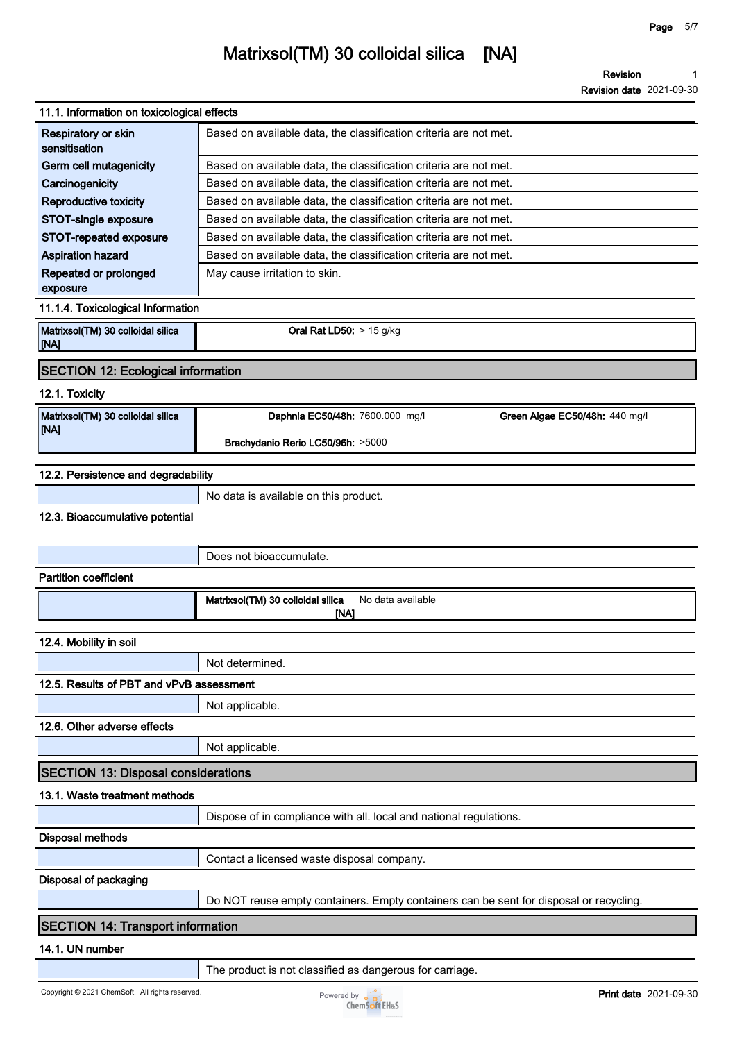### 11.1. Information on toxicological effects

| | |
|---|---|
| Respiratory or skin sensitisation | Based on available data, the classification criteria are not met. |
| Germ cell mutagenicity | Based on available data, the classification criteria are not met. |
| Carcinogenicity | Based on available data, the classification criteria are not met. |
| Reproductive toxicity | Based on available data, the classification criteria are not met. |
| STOT-single exposure | Based on available data, the classification criteria are not met. |
| STOT-repeated exposure | Based on available data, the classification criteria are not met. |
| Aspiration hazard | Based on available data, the classification criteria are not met. |
| Repeated or prolonged exposure | May cause irritation to skin. |

### 11.1.4. Toxicological Information

| | |
|---|---|
| Matrixsol(TM) 30 colloidal silica [NA] | **Oral Rat LD50:** > 15 g/kg |

## SECTION 12: Ecological information

### 12.1. Toxicity

| | | |
|---|---|---|
| Matrixsol(TM) 30 colloidal silica [NA] | **Daphnia EC50/48h:** 7600.000 mg/l | **Green Algae EC50/48h:** 440 mg/l |
| | **Brachydanio Rerio LC50/96h:** >5000 | |

### 12.2. Persistence and degradability

No data is available on this product.

### 12.3. Bioaccumulative potential

Does not bioaccumulate.

**Partition coefficient**

| | |
|---|---|
| Matrixsol(TM) 30 colloidal silica [NA] | No data available |

### 12.4. Mobility in soil

Not determined.

### 12.5. Results of PBT and vPvB assessment

Not applicable.

### 12.6. Other adverse effects

Not applicable.

## SECTION 13: Disposal considerations

### 13.1. Waste treatment methods

Dispose of in compliance with all. local and national regulations.

**Disposal methods**

Contact a licensed waste disposal company.

**Disposal of packaging**

Do NOT reuse empty containers. Empty containers can be sent for disposal or recycling.

## SECTION 14: Transport information

### 14.1. UN number

The product is not classified as dangerous for carriage.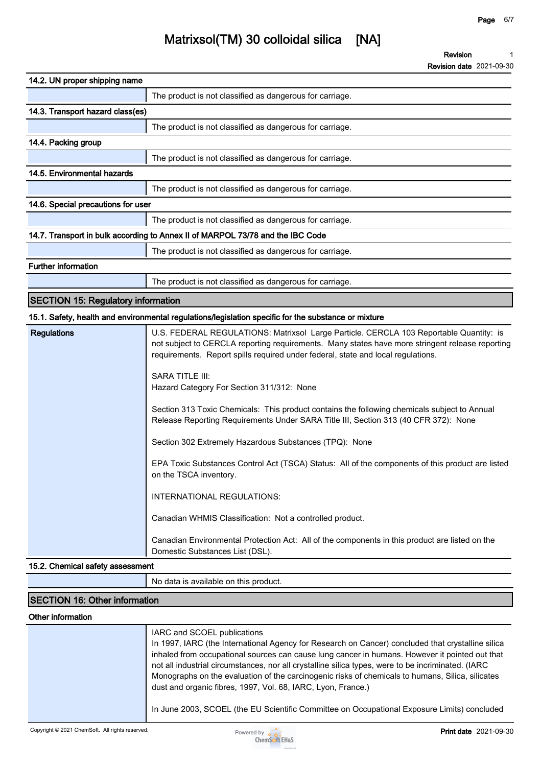### 14.2. UN proper shipping name

| | |
|---|---|
| | The product is not classified as dangerous for carriage. |

### 14.3. Transport hazard class(es)

| | |
|---|---|
| | The product is not classified as dangerous for carriage. |

### 14.4. Packing group

| | |
|---|---|
| | The product is not classified as dangerous for carriage. |

### 14.5. Environmental hazards

| | |
|---|---|
| | The product is not classified as dangerous for carriage. |

### 14.6. Special precautions for user

| | |
|---|---|
| | The product is not classified as dangerous for carriage. |

### 14.7. Transport in bulk according to Annex II of MARPOL 73/78 and the IBC Code

| | |
|---|---|
| | The product is not classified as dangerous for carriage. |

### Further information

| | |
|---|---|
| | The product is not classified as dangerous for carriage. |

## SECTION 15: Regulatory information

### 15.1. Safety, health and environmental regulations/legislation specific for the substance or mixture

**Regulations**

U.S. FEDERAL REGULATIONS: Matrixsol Large Particle. CERCLA 103 Reportable Quantity: is not subject to CERCLA reporting requirements. Many states have more stringent release reporting requirements. Report spills required under federal, state and local regulations.

SARA TITLE III:
Hazard Category For Section 311/312: None

Section 313 Toxic Chemicals: This product contains the following chemicals subject to Annual Release Reporting Requirements Under SARA Title III, Section 313 (40 CFR 372): None

Section 302 Extremely Hazardous Substances (TPQ): None

EPA Toxic Substances Control Act (TSCA) Status: All of the components of this product are listed on the TSCA inventory.

INTERNATIONAL REGULATIONS:

Canadian WHMIS Classification: Not a controlled product.

Canadian Environmental Protection Act: All of the components in this product are listed on the Domestic Substances List (DSL).

### 15.2. Chemical safety assessment

| | |
|---|---|
| | No data is available on this product. |

## SECTION 16: Other information

### Other information

IARC and SCOEL publications
In 1997, IARC (the International Agency for Research on Cancer) concluded that crystalline silica inhaled from occupational sources can cause lung cancer in humans. However it pointed out that not all industrial circumstances, nor all crystalline silica types, were to be incriminated. (IARC Monographs on the evaluation of the carcinogenic risks of chemicals to humans, Silica, silicates dust and organic fibres, 1997, Vol. 68, IARC, Lyon, France.)

In June 2003, SCOEL (the EU Scientific Committee on Occupational Exposure Limits) concluded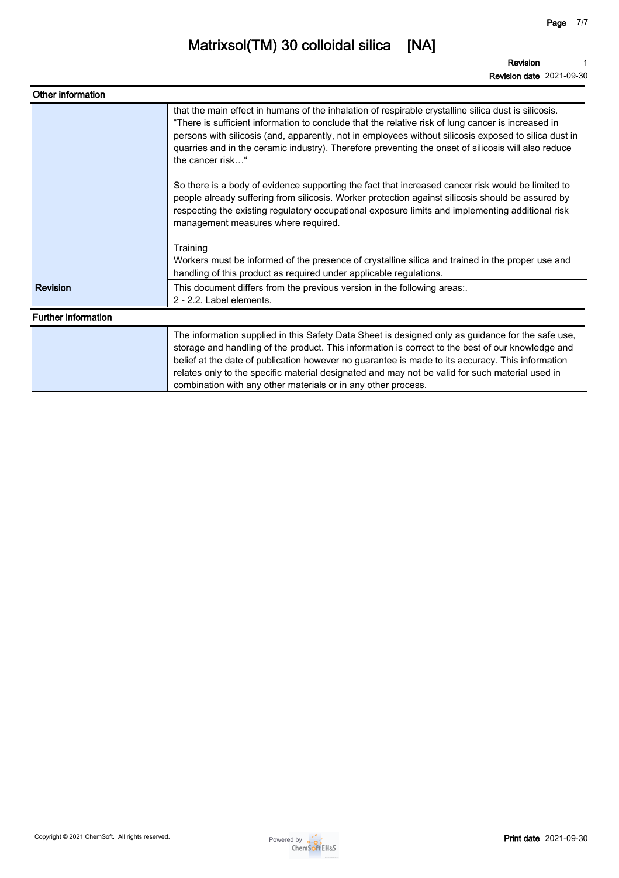## Other information

| | |
|---|---|
| | that the main effect in humans of the inhalation of respirable crystalline silica dust is silicosis. "There is sufficient information to conclude that the relative risk of lung cancer is increased in persons with silicosis (and, apparently, not in employees without silicosis exposed to silica dust in quarries and in the ceramic industry). Therefore preventing the onset of silicosis will also reduce the cancer risk…"<br><br>So there is a body of evidence supporting the fact that increased cancer risk would be limited to people already suffering from silicosis. Worker protection against silicosis should be assured by respecting the existing regulatory occupational exposure limits and implementing additional risk management measures where required.<br><br>Training<br>Workers must be informed of the presence of crystalline silica and trained in the proper use and handling of this product as required under applicable regulations. |
| Revision | This document differs from the previous version in the following areas:.<br>2 - 2.2. Label elements. |

## Further information

| | |
|---|---|
| | The information supplied in this Safety Data Sheet is designed only as guidance for the safe use, storage and handling of the product. This information is correct to the best of our knowledge and belief at the date of publication however no guarantee is made to its accuracy. This information relates only to the specific material designated and may not be valid for such material used in combination with any other materials or in any other process. |